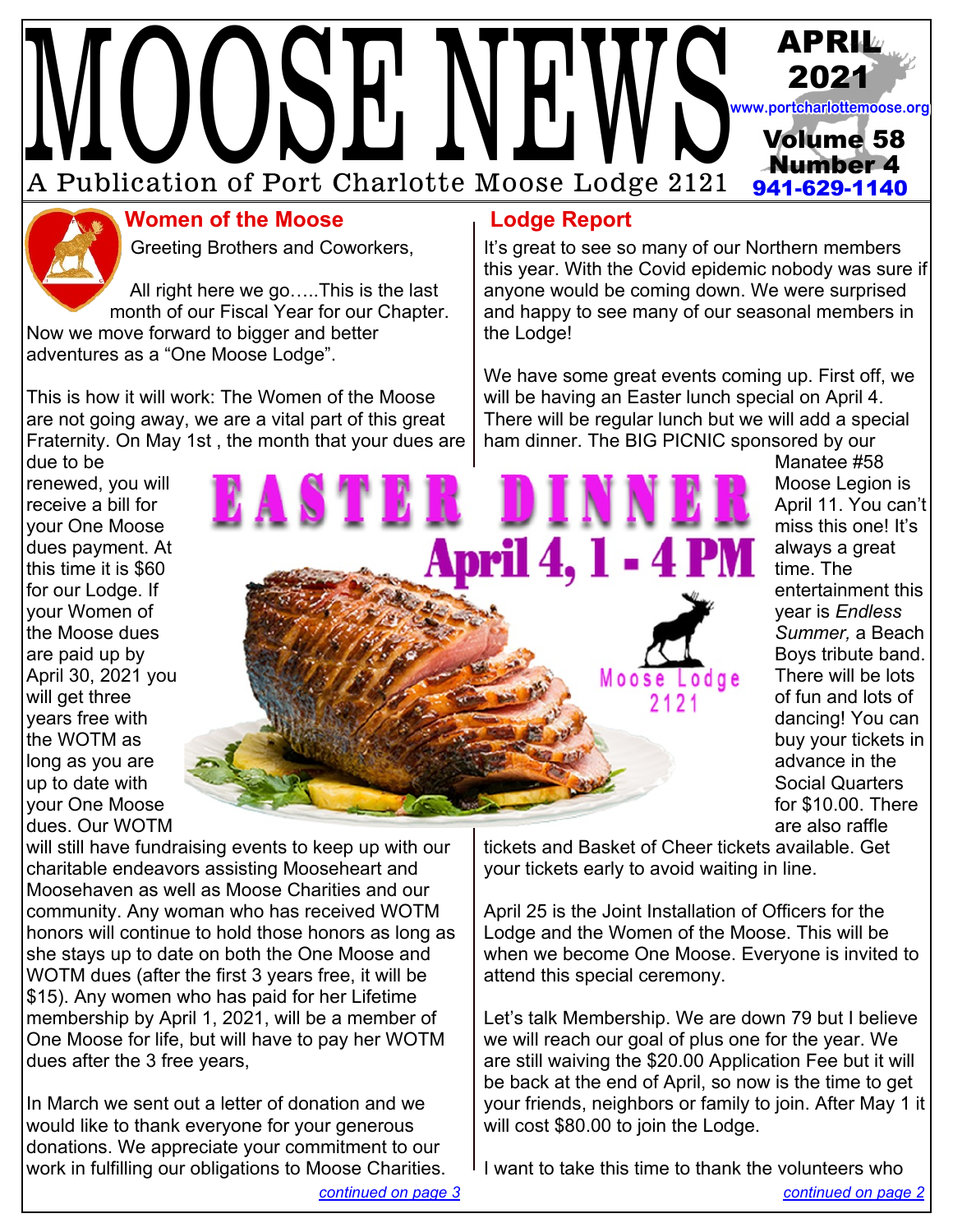# MOOSE NEWS

A Publication of Port Charlotte Moose Lodge 2121

APRIL 2021

www.portcharlottemoose.org

Volume 58 Number 4

941-629-1140

## Women of the Moose

Greeting Brothers and Coworkers,

All right here we go…..This is the last month of our Fiscal Year for our Chapter. Now we move forward to bigger and better adventures as a "One Moose Lodge".

This is how it will work: The Women of the Moose are not going away, we are a vital part of this great Fraternity. On May 1st , the month that your dues are due to be renewed, you will receive a bill for your One Moose dues payment. At this time it is $60 for our Lodge. If your Women of the Moose dues are paid up by April 30, 2021 you will get three years free with the WOTM as long as you are up to date with your One Moose dues. Our WOTM will still have fundraising events to keep up with our charitable endeavors assisting Mooseheart and Moosehaven as well as Moose Charities and our community. Any woman who has received WOTM honors will continue to hold those honors as long as she stays up to date on both the One Moose and WOTM dues (after the first 3 years free, it will be $15). Any women who has paid for her Lifetime membership by April 1, 2021, will be a member of One Moose for life, but will have to pay her WOTM dues after the 3 free years,

In March we sent out a letter of donation and we would like to thank everyone for your generous donations. We appreciate your commitment to our work in fulfilling our obligations to Moose Charities.

*continued on page 3*

## Lodge Report

It's great to see so many of our Northern members this year. With the Covid epidemic nobody was sure if anyone would be coming down. We were surprised and happy to see many of our seasonal members in the Lodge!

We have some great events coming up. First off, we will be having an Easter lunch special on April 4. There will be regular lunch but we will add a special ham dinner. The BIG PICNIC sponsored by our Manatee #58 Moose Legion is April 11. You can't miss this one! It's always a great time. The entertainment this year is *Endless Summer,* a Beach Boys tribute band. There will be lots of fun and lots of dancing! You can buy your tickets in advance in the Social Quarters for $10.00. There are also raffle tickets and Basket of Cheer tickets available. Get your tickets early to avoid waiting in line.

**EASTER DINNER**
**April 4, 1 - 4 PM**
Moose Lodge 2121

April 25 is the Joint Installation of Officers for the Lodge and the Women of the Moose. This will be when we become One Moose. Everyone is invited to attend this special ceremony.

Let's talk Membership. We are down 79 but I believe we will reach our goal of plus one for the year. We are still waiving the $20.00 Application Fee but it will be back at the end of April, so now is the time to get your friends, neighbors or family to join. After May 1 it will cost $80.00 to join the Lodge.

I want to take this time to thank the volunteers who

*continued on page 2*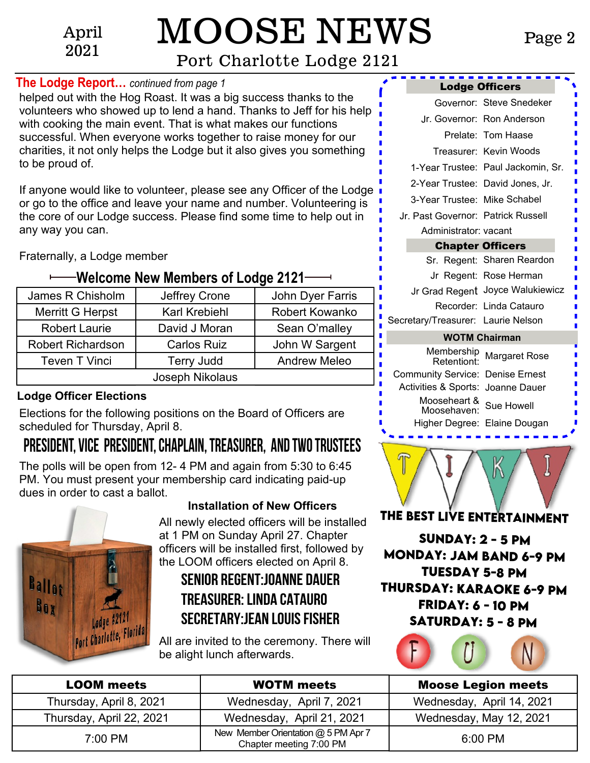**The Lodge Report…** *continued from page 1*

helped out with the Hog Roast. It was a big success thanks to the volunteers who showed up to lend a hand. Thanks to Jeff for his help with cooking the main event. That is what makes our functions successful. When everyone works together to raise money for our charities, it not only helps the Lodge but it also gives you something to be proud of.

If anyone would like to volunteer, please see any Officer of the Lodge or go to the office and leave your name and number. Volunteering is the core of our Lodge success. Please find some time to help out in any way you can.

Fraternally, a Lodge member

## Welcome New Members of Lodge 2121

| | | |
|---|---|---|
| James R Chisholm | Jeffrey Crone | John Dyer Farris |
| Merritt G Herpst | Karl Krebiehl | Robert Kowanko |
| Robert Laurie | David J Moran | Sean O'malley |
| Robert Richardson | Carlos Ruiz | John W Sargent |
| Teven T Vinci | Terry Judd | Andrew Meleo |
| Joseph Nikolaus | | |

### Lodge Officer Elections

Elections for the following positions on the Board of Officers are scheduled for Thursday, April 8.

**PRESIDENT, VICE PRESIDENT, CHAPLAIN, TREASURER, AND TWO TRUSTEES**

The polls will be open from 12- 4 PM and again from 5:30 to 6:45 PM. You must present your membership card indicating paid-up dues in order to cast a ballot.

### Installation of New Officers

All newly elected officers will be installed at 1 PM on Sunday April 27. Chapter officers will be installed first, followed by the LOOM officers elected on April 8.

**SENIOR REGENT: JOANNE DAUER**
**TREASURER: LINDA CATAURO**
**SECRETARY: JEAN LOUIS FISHER**

All are invited to the ceremony. There will be alight lunch afterwards.

### Lodge Officers

- Governor: Steve Snedeker
- Jr. Governor: Ron Anderson
- Prelate: Tom Haase
- Treasurer: Kevin Woods
- 1-Year Trustee: Paul Jackomin, Sr.
- 2-Year Trustee: David Jones, Jr.
- 3-Year Trustee: Mike Schabel
- Jr. Past Governor: Patrick Russell
- Administrator: vacant

### Chapter Officers

- Sr. Regent: Sharen Reardon
- Jr Regent: Rose Herman
- Jr Grad Regent: Joyce Walukiewicz
- Recorder: Linda Catauro
- Secretary/Treasurer: Laurie Nelson

### WOTM Chairman

- Membership Retention: Margaret Rose
- Community Service: Denise Ernest
- Activities & Sports: Joanne Dauer
- Mooseheart & Moosehaven: Sue Howell
- Higher Degree: Elaine Dougan

**TIKI**

**THE BEST LIVE ENTERTAINMENT**

**SUNDAY: 2 - 5 PM**
**MONDAY: JAM BAND 6-9 PM**
**TUESDAY 5-8 PM**
**THURSDAY: KARAOKE 6-9 PM**
**FRIDAY: 6 - 10 PM**
**SATURDAY: 5 - 8 PM**

**FUN**

| LOOM meets | WOTM meets | Moose Legion meets |
|---|---|---|
| Thursday, April 8, 2021 | Wednesday, April 7, 2021 | Wednesday, April 14, 2021 |
| Thursday, April 22, 2021 | Wednesday, April 21, 2021 | Wednesday, May 12, 2021 |
| 7:00 PM | New Member Orientation @ 5 PM Apr 7 Chapter meeting 7:00 PM | 6:00 PM |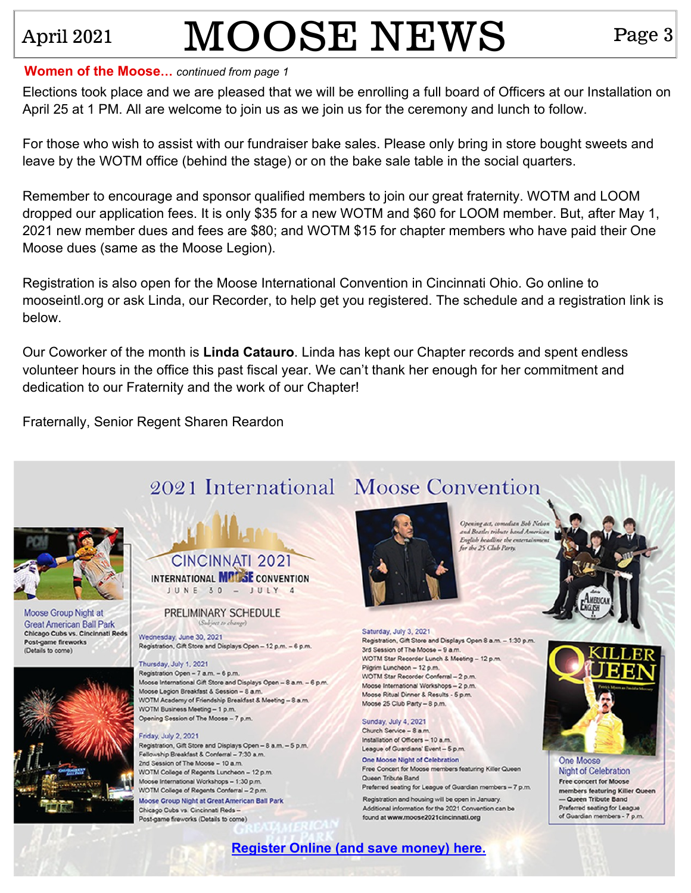**Women of the Moose...** *continued from page 1*

Elections took place and we are pleased that we will be enrolling a full board of Officers at our Installation on April 25 at 1 PM. All are welcome to join us as we join us for the ceremony and lunch to follow.

For those who wish to assist with our fundraiser bake sales. Please only bring in store bought sweets and leave by the WOTM office (behind the stage) or on the bake sale table in the social quarters.

Remember to encourage and sponsor qualified members to join our great fraternity. WOTM and LOOM dropped our application fees. It is only $35 for a new WOTM and $60 for LOOM member. But, after May 1, 2021 new member dues and fees are $80; and WOTM $15 for chapter members who have paid their One Moose dues (same as the Moose Legion).

Registration is also open for the Moose International Convention in Cincinnati Ohio. Go online to mooseintl.org or ask Linda, our Recorder, to help get you registered. The schedule and a registration link is below.

Our Coworker of the month is **Linda Catauro**. Linda has kept our Chapter records and spent endless volunteer hours in the office this past fiscal year. We can't thank her enough for her commitment and dedication to our Fraternity and the work of our Chapter!

Fraternally, Senior Regent Sharen Reardon

## 2021 International Moose Convention

CINCINNATI 2021
INTERNATIONAL MOOSE CONVENTION
JUNE 30 – JULY 4

Moose Group Night at Great American Ball Park
Chicago Cubs vs. Cincinnati Reds
Post-game fireworks
(Details to come)

### PRELIMINARY SCHEDULE
*(Subject to change)*

**Wednesday, June 30, 2021**
Registration, Gift Store and Displays Open – 12 p.m. – 6 p.m.

**Thursday, July 1, 2021**
Registration Open – 7 a.m. – 6 p.m.
Moose International Gift Store and Displays Open – 8 a.m. – 6 p.m.
Moose Legion Breakfast & Session – 8 a.m.
WOTM Academy of Friendship Breakfast & Meeting – 8 a.m.
WOTM Business Meeting – 1 p.m.
Opening Session of The Moose – 7 p.m.

**Friday, July 2, 2021**
Registration, Gift Store and Displays Open – 8 a.m. – 5 p.m.
Fellowship Breakfast & Conferral – 7:30 a.m.
2nd Session of The Moose – 10 a.m.
WOTM College of Regents Luncheon – 12 p.m.
Moose International Workshops – 1:30 p.m.
WOTM College of Regents Conferral – 2 p.m.
Moose Group Night at Great American Ball Park
Chicago Cubs vs. Cincinnati Reds –
Post-game fireworks (Details to come)

*Opening act, comedian Bob Nelson and Beatles tribute band American English headline the entertainment for the 25 Club Party.*

**Saturday, July 3, 2021**
Registration, Gift Store and Displays Open 8 a.m. – 1:30 p.m.
3rd Session of The Moose – 9 a.m.
WOTM Star Recorder Lunch & Meeting – 12 p.m.
Pilgrim Luncheon – 12 p.m.
WOTM Star Recorder Conferral – 2 p.m.
Moose International Workshops – 2 p.m.
Moose Ritual Dinner & Results - 5 p.m.
Moose 25 Club Party – 8 p.m.

**Sunday, July 4, 2021**
Church Service – 8 a.m.
Installation of Officers – 10 a.m.
League of Guardians' Event – 5 p.m.
One Moose Night of Celebration
Free Concert for Moose members featuring Killer Queen
Queen Tribute Band
Preferred seating for League of Guardian members – 7 p.m.

Registration and housing will be open in January.
Additional information for the 2021 Convention can be found at www.moose2021cincinnati.org

One Moose Night of Celebration
Free concert for Moose members featuring Killer Queen — Queen Tribute Band
Preferred seating for League of Guardian members - 7 p.m.

[Register Online (and save money) here.]